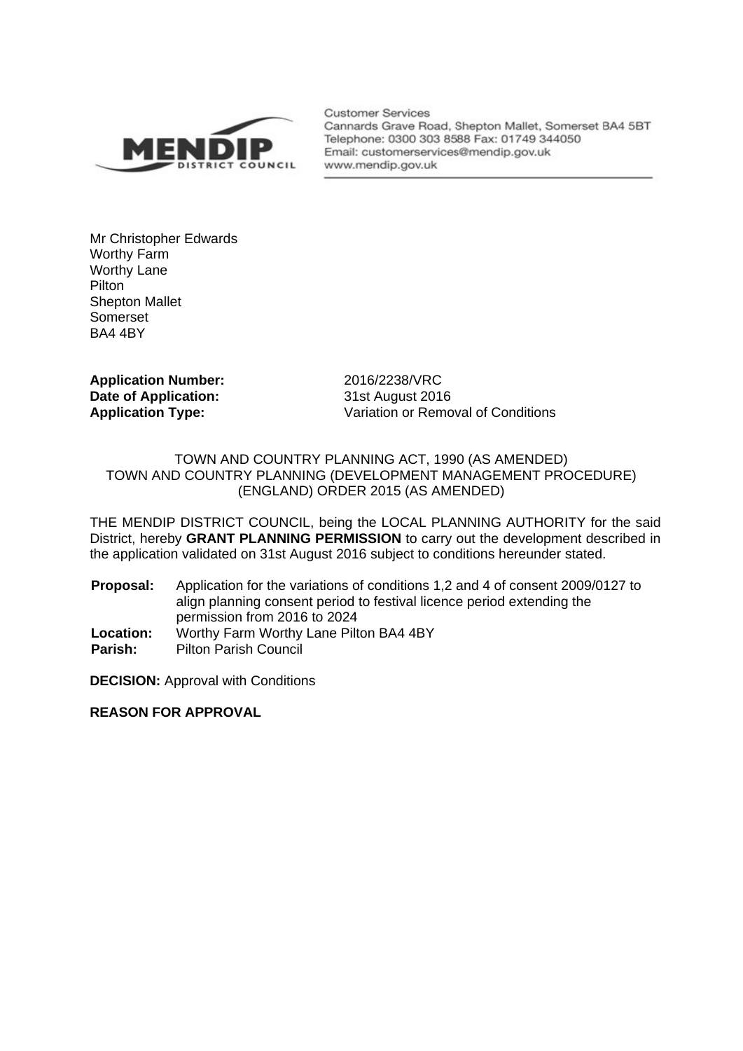MENDIP DISTRICT COUNCIL

Customer Services
Cannards Grave Road, Shepton Mallet, Somerset BA4 5BT
Telephone: 0300 303 8588 Fax: 01749 344050
Email: customerservices@mendip.gov.uk
www.mendip.gov.uk

Mr Christopher Edwards
Worthy Farm
Worthy Lane
Pilton
Shepton Mallet
Somerset
BA4 4BY

**Application Number:** 2016/2238/VRC
**Date of Application:** 31st August 2016
**Application Type:** Variation or Removal of Conditions

TOWN AND COUNTRY PLANNING ACT, 1990 (AS AMENDED)
TOWN AND COUNTRY PLANNING (DEVELOPMENT MANAGEMENT PROCEDURE) (ENGLAND) ORDER 2015 (AS AMENDED)

THE MENDIP DISTRICT COUNCIL, being the LOCAL PLANNING AUTHORITY for the said District, hereby **GRANT PLANNING PERMISSION** to carry out the development described in the application validated on 31st August 2016 subject to conditions hereunder stated.

**Proposal:** Application for the variations of conditions 1,2 and 4 of consent 2009/0127 to align planning consent period to festival licence period extending the permission from 2016 to 2024
**Location:** Worthy Farm Worthy Lane Pilton BA4 4BY
**Parish:** Pilton Parish Council

**DECISION:** Approval with Conditions

**REASON FOR APPROVAL**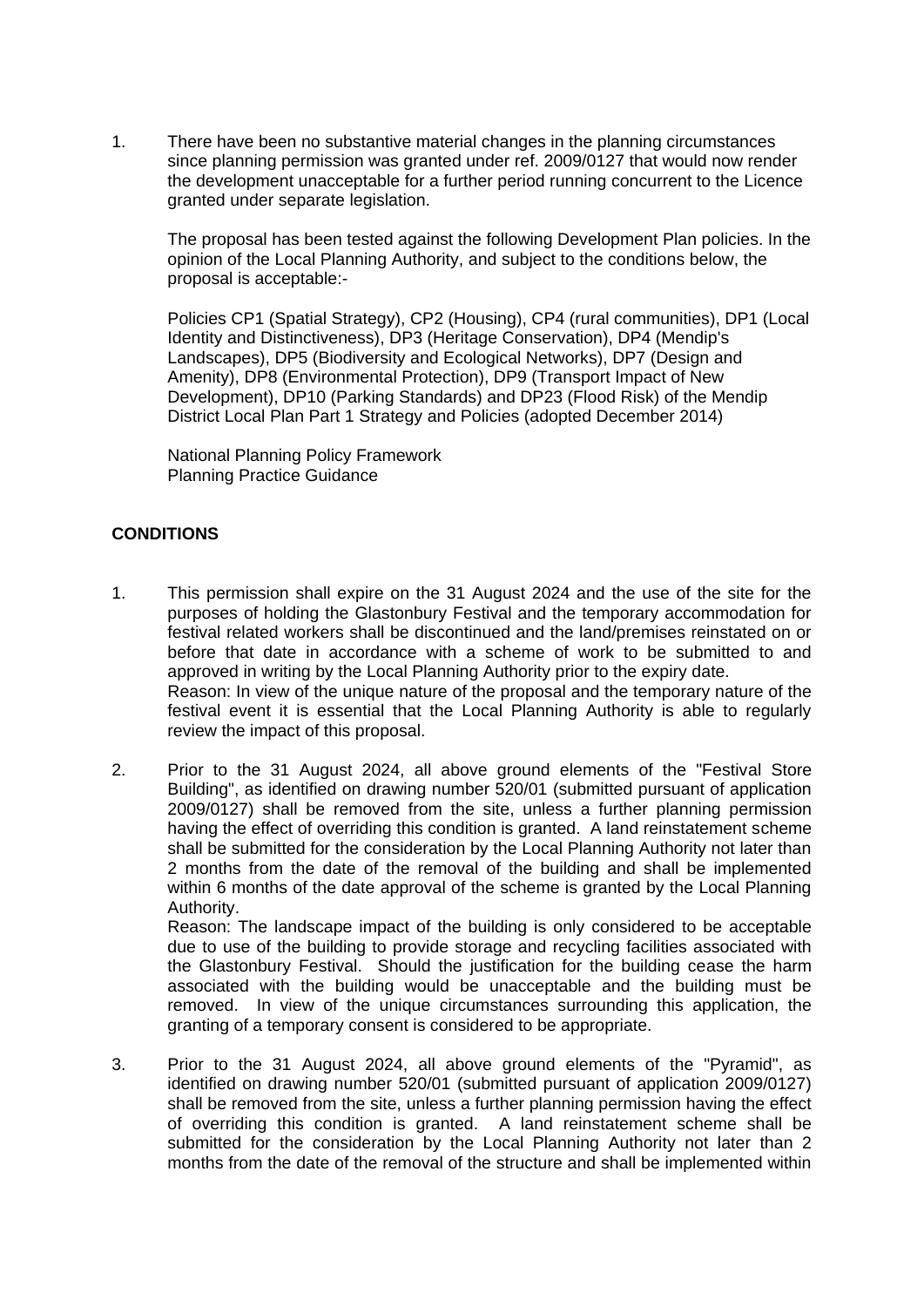1. There have been no substantive material changes in the planning circumstances since planning permission was granted under ref. 2009/0127 that would now render the development unacceptable for a further period running concurrent to the Licence granted under separate legislation.

   The proposal has been tested against the following Development Plan policies. In the opinion of the Local Planning Authority, and subject to the conditions below, the proposal is acceptable:-

   Policies CP1 (Spatial Strategy), CP2 (Housing), CP4 (rural communities), DP1 (Local Identity and Distinctiveness), DP3 (Heritage Conservation), DP4 (Mendip's Landscapes), DP5 (Biodiversity and Ecological Networks), DP7 (Design and Amenity), DP8 (Environmental Protection), DP9 (Transport Impact of New Development), DP10 (Parking Standards) and DP23 (Flood Risk) of the Mendip District Local Plan Part 1 Strategy and Policies (adopted December 2014)

   National Planning Policy Framework
   Planning Practice Guidance

**CONDITIONS**

1. This permission shall expire on the 31 August 2024 and the use of the site for the purposes of holding the Glastonbury Festival and the temporary accommodation for festival related workers shall be discontinued and the land/premises reinstated on or before that date in accordance with a scheme of work to be submitted to and approved in writing by the Local Planning Authority prior to the expiry date.
   Reason: In view of the unique nature of the proposal and the temporary nature of the festival event it is essential that the Local Planning Authority is able to regularly review the impact of this proposal.

2. Prior to the 31 August 2024, all above ground elements of the "Festival Store Building", as identified on drawing number 520/01 (submitted pursuant of application 2009/0127) shall be removed from the site, unless a further planning permission having the effect of overriding this condition is granted. A land reinstatement scheme shall be submitted for the consideration by the Local Planning Authority not later than 2 months from the date of the removal of the building and shall be implemented within 6 months of the date approval of the scheme is granted by the Local Planning Authority.
   Reason: The landscape impact of the building is only considered to be acceptable due to use of the building to provide storage and recycling facilities associated with the Glastonbury Festival. Should the justification for the building cease the harm associated with the building would be unacceptable and the building must be removed. In view of the unique circumstances surrounding this application, the granting of a temporary consent is considered to be appropriate.

3. Prior to the 31 August 2024, all above ground elements of the "Pyramid", as identified on drawing number 520/01 (submitted pursuant of application 2009/0127) shall be removed from the site, unless a further planning permission having the effect of overriding this condition is granted. A land reinstatement scheme shall be submitted for the consideration by the Local Planning Authority not later than 2 months from the date of the removal of the structure and shall be implemented within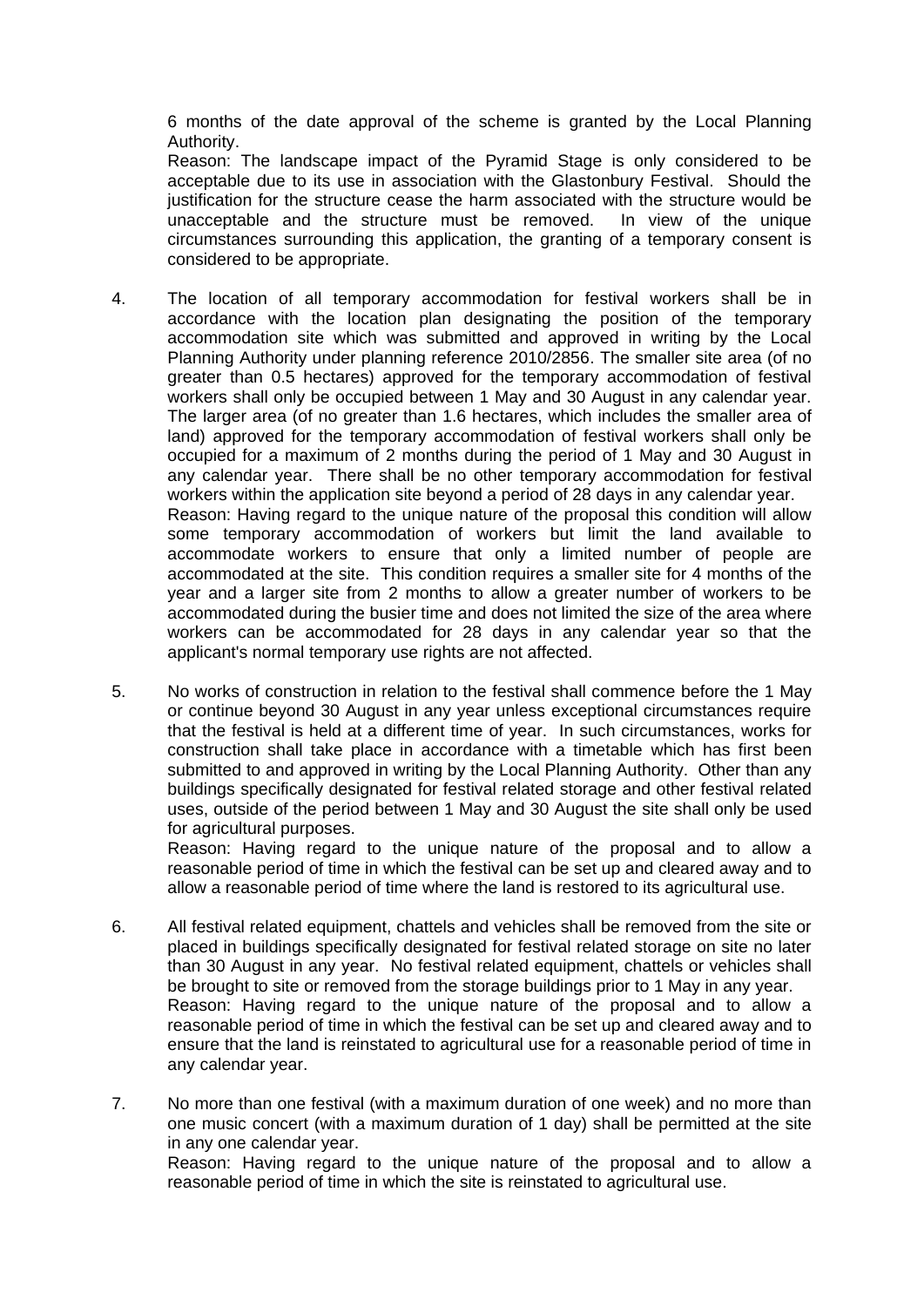6 months of the date approval of the scheme is granted by the Local Planning Authority.

Reason: The landscape impact of the Pyramid Stage is only considered to be acceptable due to its use in association with the Glastonbury Festival. Should the justification for the structure cease the harm associated with the structure would be unacceptable and the structure must be removed. In view of the unique circumstances surrounding this application, the granting of a temporary consent is considered to be appropriate.

4. The location of all temporary accommodation for festival workers shall be in accordance with the location plan designating the position of the temporary accommodation site which was submitted and approved in writing by the Local Planning Authority under planning reference 2010/2856. The smaller site area (of no greater than 0.5 hectares) approved for the temporary accommodation of festival workers shall only be occupied between 1 May and 30 August in any calendar year. The larger area (of no greater than 1.6 hectares, which includes the smaller area of land) approved for the temporary accommodation of festival workers shall only be occupied for a maximum of 2 months during the period of 1 May and 30 August in any calendar year. There shall be no other temporary accommodation for festival workers within the application site beyond a period of 28 days in any calendar year.

   Reason: Having regard to the unique nature of the proposal this condition will allow some temporary accommodation of workers but limit the land available to accommodate workers to ensure that only a limited number of people are accommodated at the site. This condition requires a smaller site for 4 months of the year and a larger site from 2 months to allow a greater number of workers to be accommodated during the busier time and does not limited the size of the area where workers can be accommodated for 28 days in any calendar year so that the applicant's normal temporary use rights are not affected.

5. No works of construction in relation to the festival shall commence before the 1 May or continue beyond 30 August in any year unless exceptional circumstances require that the festival is held at a different time of year. In such circumstances, works for construction shall take place in accordance with a timetable which has first been submitted to and approved in writing by the Local Planning Authority. Other than any buildings specifically designated for festival related storage and other festival related uses, outside of the period between 1 May and 30 August the site shall only be used for agricultural purposes.

   Reason: Having regard to the unique nature of the proposal and to allow a reasonable period of time in which the festival can be set up and cleared away and to allow a reasonable period of time where the land is restored to its agricultural use.

6. All festival related equipment, chattels and vehicles shall be removed from the site or placed in buildings specifically designated for festival related storage on site no later than 30 August in any year. No festival related equipment, chattels or vehicles shall be brought to site or removed from the storage buildings prior to 1 May in any year.

   Reason: Having regard to the unique nature of the proposal and to allow a reasonable period of time in which the festival can be set up and cleared away and to ensure that the land is reinstated to agricultural use for a reasonable period of time in any calendar year.

7. No more than one festival (with a maximum duration of one week) and no more than one music concert (with a maximum duration of 1 day) shall be permitted at the site in any one calendar year.

   Reason: Having regard to the unique nature of the proposal and to allow a reasonable period of time in which the site is reinstated to agricultural use.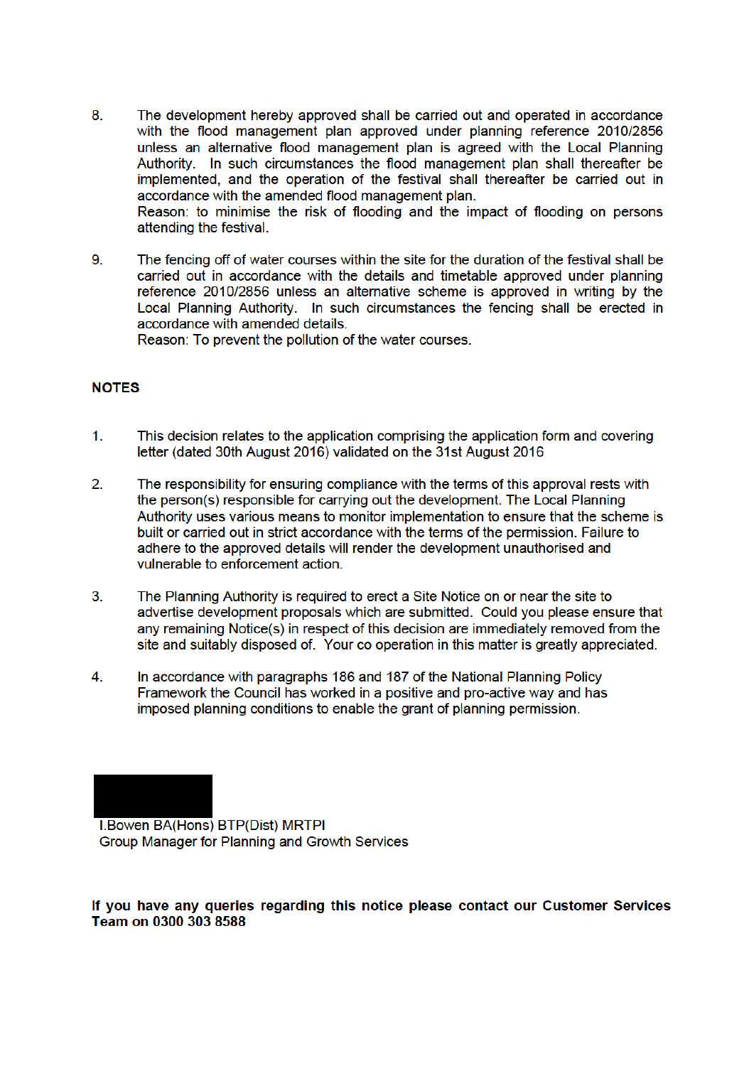8. The development hereby approved shall be carried out and operated in accordance with the flood management plan approved under planning reference 2010/2856 unless an alternative flood management plan is agreed with the Local Planning Authority. In such circumstances the flood management plan shall thereafter be implemented, and the operation of the festival shall thereafter be carried out in accordance with the amended flood management plan.
   Reason: to minimise the risk of flooding and the impact of flooding on persons attending the festival.

9. The fencing off of water courses within the site for the duration of the festival shall be carried out in accordance with the details and timetable approved under planning reference 2010/2856 unless an alternative scheme is approved in writing by the Local Planning Authority. In such circumstances the fencing shall be erected in accordance with amended details.
   Reason: To prevent the pollution of the water courses.

**NOTES**

1. This decision relates to the application comprising the application form and covering letter (dated 30th August 2016) validated on the 31st August 2016

2. The responsibility for ensuring compliance with the terms of this approval rests with the person(s) responsible for carrying out the development. The Local Planning Authority uses various means to monitor implementation to ensure that the scheme is built or carried out in strict accordance with the terms of the permission. Failure to adhere to the approved details will render the development unauthorised and vulnerable to enforcement action.

3. The Planning Authority is required to erect a Site Notice on or near the site to advertise development proposals which are submitted. Could you please ensure that any remaining Notice(s) in respect of this decision are immediately removed from the site and suitably disposed of. Your co operation in this matter is greatly appreciated.

4. In accordance with paragraphs 186 and 187 of the National Planning Policy Framework the Council has worked in a positive and pro-active way and has imposed planning conditions to enable the grant of planning permission.

I.Bowen BA(Hons) BTP(Dist) MRTPI
Group Manager for Planning and Growth Services

**If you have any queries regarding this notice please contact our Customer Services Team on 0300 303 8588**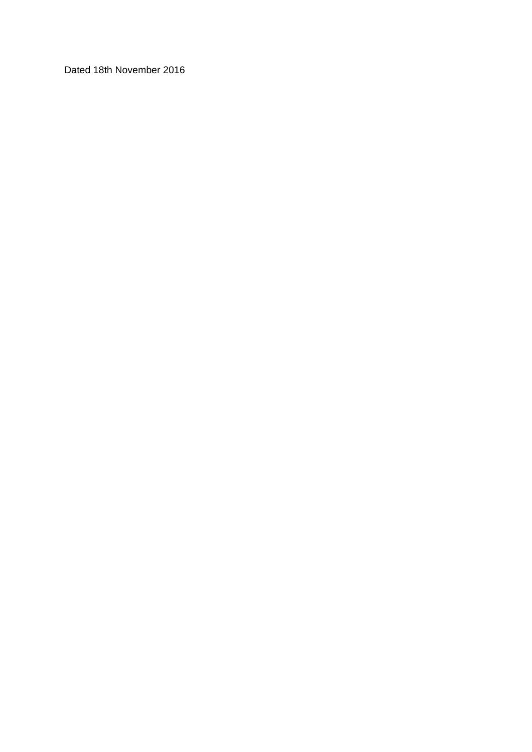Dated 18th November 2016